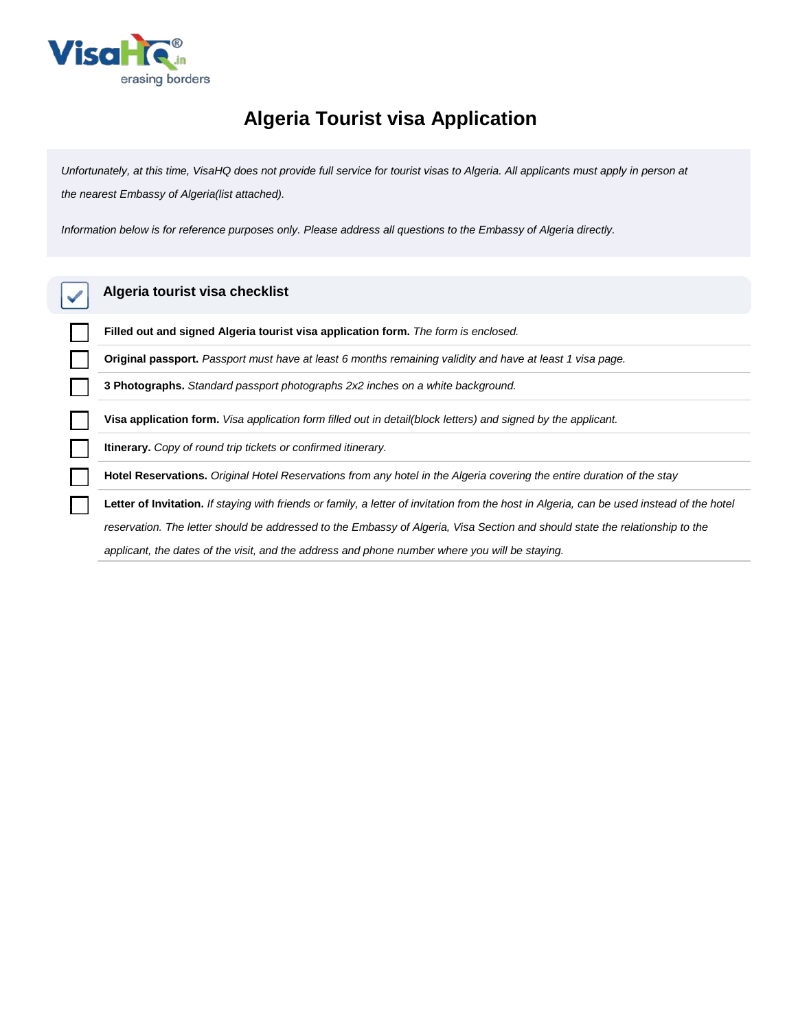# Algeria Tourist visa Application

*Unfortunately, at this time, VisaHQ does not provide full service for tourist visas to Algeria. All applicants must apply in person at the nearest Embassy of Algeria(list attached).*

*Information below is for reference purposes only. Please address all questions to the Embassy of Algeria directly.*

## Algeria tourist visa checklist

- [ ] **Filled out and signed Algeria tourist visa application form.** *The form is enclosed.*
- [ ] **Original passport.** *Passport must have at least 6 months remaining validity and have at least 1 visa page.*
- [ ] **3 Photographs.** *Standard passport photographs 2x2 inches on a white background.*
- [ ] **Visa application form.** *Visa application form filled out in detail(block letters) and signed by the applicant.*
- [ ] **Itinerary.** *Copy of round trip tickets or confirmed itinerary.*
- [ ] **Hotel Reservations.** *Original Hotel Reservations from any hotel in the Algeria covering the entire duration of the stay*
- [ ] **Letter of Invitation.** *If staying with friends or family, a letter of invitation from the host in Algeria, can be used instead of the hotel reservation. The letter should be addressed to the Embassy of Algeria, Visa Section and should state the relationship to the applicant, the dates of the visit, and the address and phone number where you will be staying.*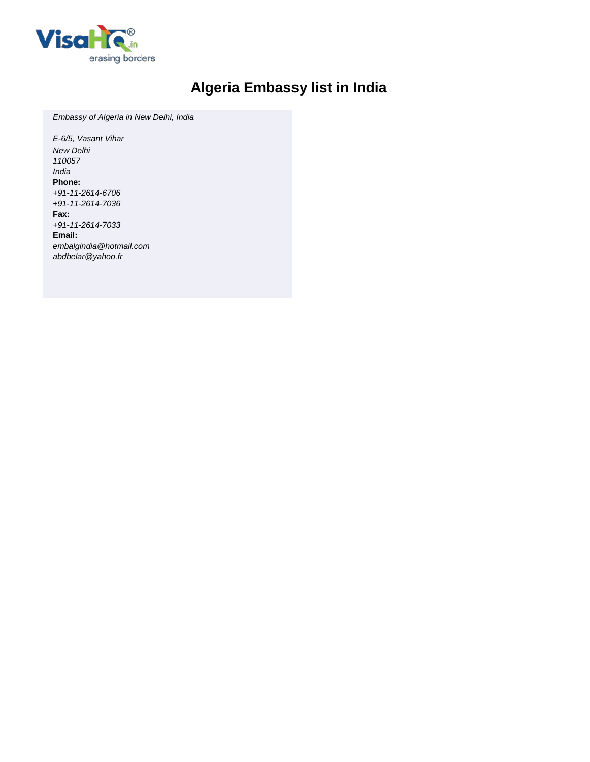# Algeria Embassy list in India

*Embassy of Algeria in New Delhi, India*

*E-6/5, Vasant Vihar*
*New Delhi*
*110057*
*India*
**Phone:**
*+91-11-2614-6706*
*+91-11-2614-7036*
**Fax:**
*+91-11-2614-7033*
**Email:**
*embalgindia@hotmail.com*
*abdbelar@yahoo.fr*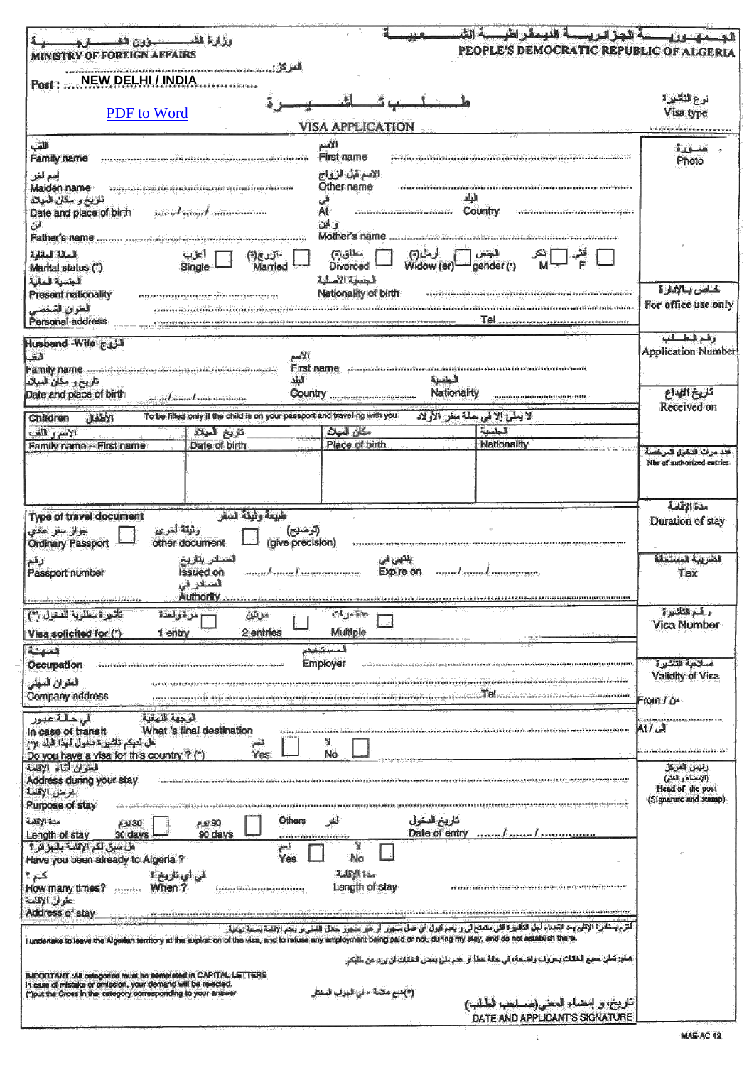وزارة الشـــؤون الخـــارجيـــة
MINISTRY OF FOREIGN AFFAIRS

المركز:
Post : NEW DELHI / INDIA

الجمهوريـــة الجزائريـــة الديمقراطيـــة الشعبيـــة
PEOPLE'S DEMOCRATIC REPUBLIC OF ALGERIA

نوع التأشيرة
Visa type

PDF to Word

# طـــلـــب تـــأشـــيـــرة
## VISA APPLICATION

صورة
Photo

اللقب
Family name ........................................

الاسم
First name ........................................

إسم لغر
Maiden name ........................................

الاسم قبل الزواج
Other name ........................................

تاريخ و مكان الميلاد
Date and place of birth ....../....../..............

في
At ....................

البلد
Country ....................

ابن
Father's name ........................................

و ابن
Mother's name ........................................

الحالة العائلية
Marital status (*)

أعزب Single ☐ متزوج(ة) Married ☐ مطلق(ة) Divorced ☐ أرمل(ة) Widow (er) ☐

الجنس gender (*) ذكر M ☐ أنثى F ☐

الجنسية الحالية
Present nationality ....................

الجنسية الأصلية
Nationality of birth ....................

العنوان الشخصي
Personal address ........................................ Tel ....................

خاص بالإدارة
For office use only

### Husband - Wife الزوج

اللقب
Family name ........................................

الاسم
First name ........................................

تاريخ و مكان الميلاد
Date and place of birth ....../....../..............

البلد
Country ....................

الجنسية
Nationality ....................

رقم الطلب
Application Number

تاريخ الإيداع
Received on

### Children الأطفال

To be filled only if the child is on your passport and traveling with you — لا يملئ إلا في حالة سفر الأولاد

| الأسم و اللقب<br>Family name – First name | تاريخ الميلاد<br>Date of birth | مكان الميلاد<br>Place of birth | الجنسية<br>Nationality |
|---|---|---|---|
| | | | |

عدد مرات الدخول المرخصة
Nbr of authorized entries

### Type of travel document طبيعة وثيقة السفر

جواز سفر عادي Ordinary Passport ☐ وثيقة أخرى other document ☐ (توضيح) (give precision) ....................

رقم
Passport number ....................

الصادر بتاريخ
Issued on ....../....../..............

ينتهي في
Expire on ....../....../..............

الصادر في
Authority ....................

مدة الإقامة
Duration of stay

الضريبة المستحقة
Tax

(*) تأشيرة مطلوبة للدخول
Visa solicited for (*)

مرة واحدة 1 entry ☐ مرتين 2 entries ☐ عدة مرات Multiple ☐

رقم التأشيرة
Visa Number

المهنة
Occupation ....................

المستخدم
Employer ....................

العنوان المهني
Company address ........................................ Tel ....................

صلاحية التأشيرة
Validity of Visa

From / من ....................

في حالة عبور
In case of transit

الوجهة النهائية
What 's final destination ....................

At / إلى ....................

هل لديكم تأشيرة دخول لهذا البلد ؟(*)
Do you have a visa for this country ? (*)

نعم Yes ☐ لا No ☐

العنوان أثناء الإقامة
Address during your stay ........................................

غرض الإقامة
Purpose of stay ........................................

رئيس المركز
(الإمضاء و الختم)
Head of the post
(Signature and stamp)

مدة الإقامة
Length of stay

30 يوم 30 days ☐ 90 يوم 90 days ☐ Others أخر ....................

تاريخ الدخول
Date of entry ....../....../..............

هل سبق لكم الإقامة بالجزائر ؟
Have you been already to Algeria ?

نعم Yes ☐ لا No ☐

كم ؟
How many times? ........

في أي تاريخ ؟
When ? ....................

مدة الإقامة
Length of stay ....................

عنوان الإقامة
Address of stay ........................................

ألتزم بمغادرة الإقليم بعد انقضاء أجل التأشيرة التي منحت لي و بعدم قبول أي عمل مأجور أو غير مأجور خلال إقامتي و بعدم الإقامة بصفة نهائية.

I undertake to leave the Algerian territory at the expiration of the visa, and to refuse any employment being paid or not, during my stay, and do not establish there.

هام: تملئ جميع الخانات بحروف واضحة و في حالة خطأ أو عدم ملئ بعض الخانات لن يرد عن الطلب.

**IMPORTANT** : All categories must be completed in CAPITAL LETTERS
In case of mistake or omission, your demand will be rejected.
(*)put the Cross in the category corresponding to your answer

(*)ضع علامة × في الجواب المختار

تاريخ و إمضاء المعني(صاحب الطلب)
DATE AND APPLICANT'S SIGNATURE

MAE-AC 42